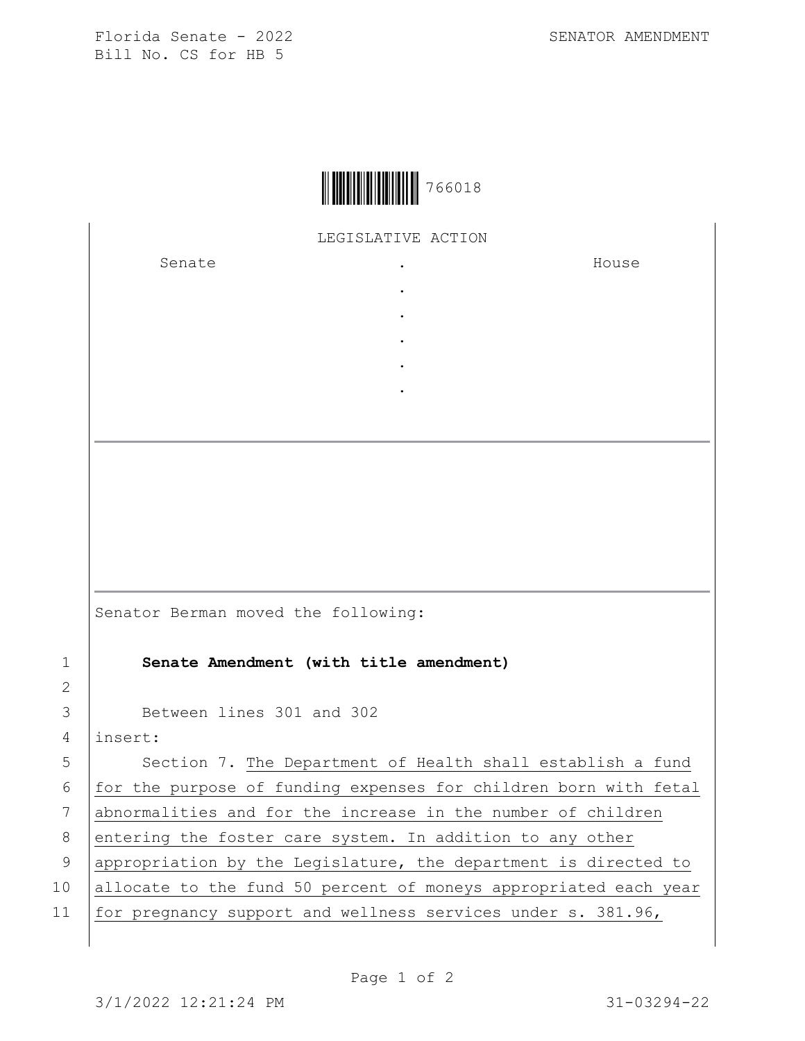Florida Senate - 2022
Bill No. CS for HB 5

SENATOR AMENDMENT

766018

LEGISLATIVE ACTION

| Senate | . | House |
| --- | --- | --- |
| | . | |
| | . | |
| | . | |
| | . | |
| | . | |

Senator Berman moved the following:

1 **Senate Amendment (with title amendment)**

2

3 Between lines 301 and 302

4 insert:

5 Section 7. The Department of Health shall establish a fund

6 for the purpose of funding expenses for children born with fetal

7 abnormalities and for the increase in the number of children

8 entering the foster care system. In addition to any other

9 appropriation by the Legislature, the department is directed to

10 allocate to the fund 50 percent of moneys appropriated each year

11 for pregnancy support and wellness services under s. 381.96,

3/1/2022 12:21:24 PM

31-03294-22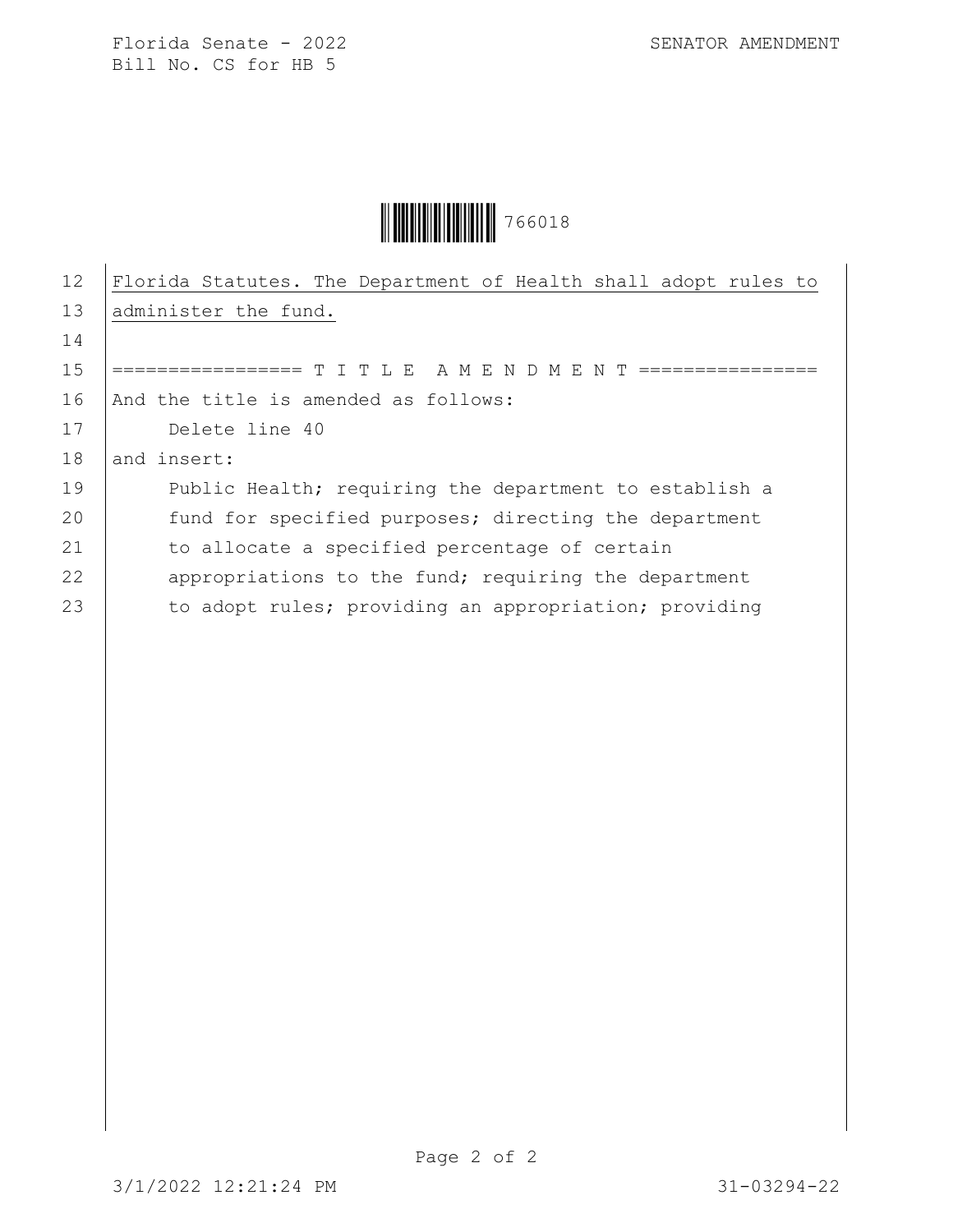Florida Statutes. The Department of Health shall adopt rules to administer the fund.

================= T I T L E  A M E N D M E N T ================

And the title is amended as follows:

Delete line 40

and insert:

Public Health; requiring the department to establish a fund for specified purposes; directing the department to allocate a specified percentage of certain appropriations to the fund; requiring the department to adopt rules; providing an appropriation; providing